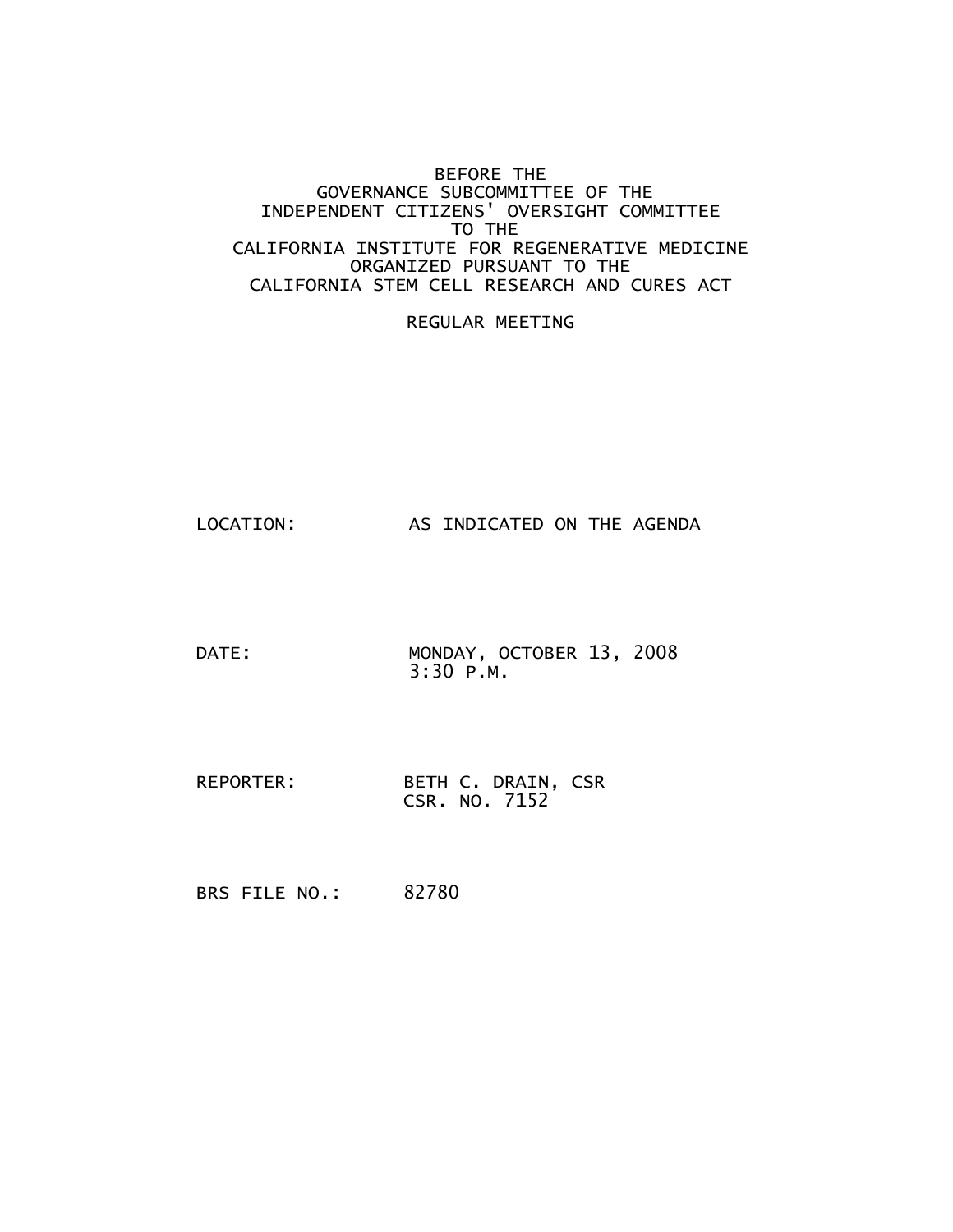BEFORE THE
GOVERNANCE SUBCOMMITTEE OF THE
INDEPENDENT CITIZENS' OVERSIGHT COMMITTEE
TO THE
CALIFORNIA INSTITUTE FOR REGENERATIVE MEDICINE
ORGANIZED PURSUANT TO THE
CALIFORNIA STEM CELL RESEARCH AND CURES ACT

REGULAR MEETING

LOCATION: AS INDICATED ON THE AGENDA

DATE: MONDAY, OCTOBER 13, 2008
3:30 P.M.

REPORTER: BETH C. DRAIN, CSR
CSR. NO. 7152

BRS FILE NO.: 82780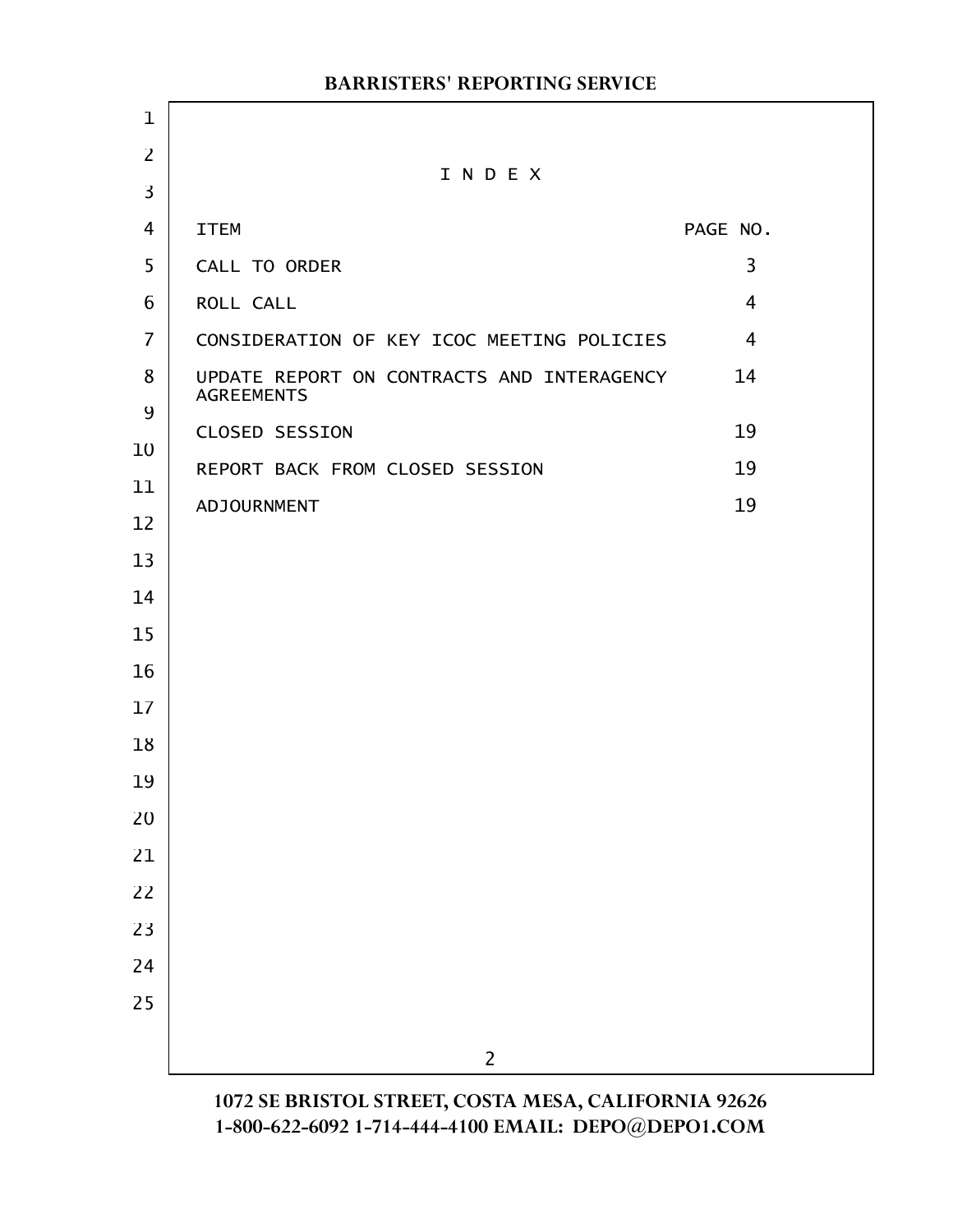# I N D E X

| ITEM | PAGE NO. |
|---|---|
| CALL TO ORDER | 3 |
| ROLL CALL | 4 |
| CONSIDERATION OF KEY ICOC MEETING POLICIES | 4 |
| UPDATE REPORT ON CONTRACTS AND INTERAGENCY AGREEMENTS | 14 |
| CLOSED SESSION | 19 |
| REPORT BACK FROM CLOSED SESSION | 19 |
| ADJOURNMENT | 19 |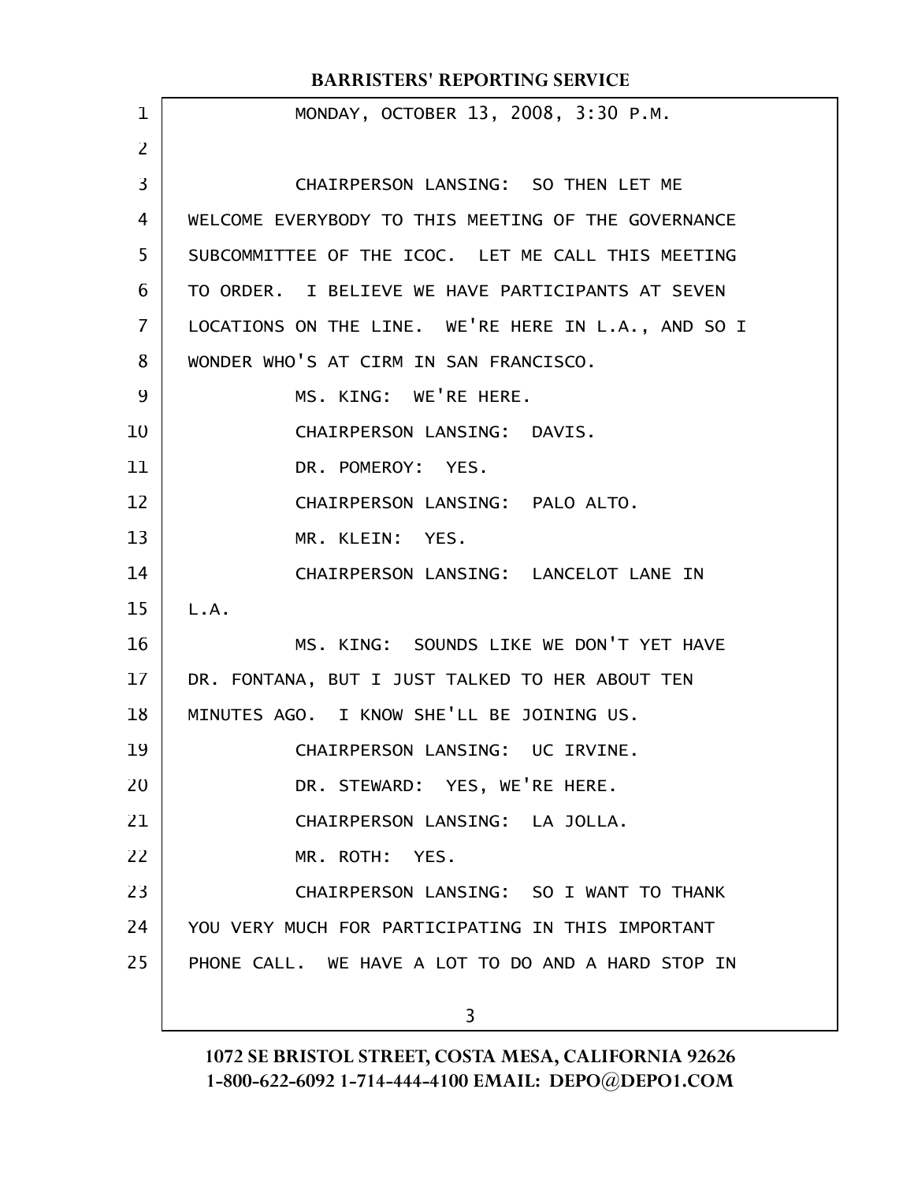MONDAY, OCTOBER 13, 2008, 3:30 P.M.

CHAIRPERSON LANSING: SO THEN LET ME WELCOME EVERYBODY TO THIS MEETING OF THE GOVERNANCE SUBCOMMITTEE OF THE ICOC. LET ME CALL THIS MEETING TO ORDER. I BELIEVE WE HAVE PARTICIPANTS AT SEVEN LOCATIONS ON THE LINE. WE'RE HERE IN L.A., AND SO I WONDER WHO'S AT CIRM IN SAN FRANCISCO.

MS. KING: WE'RE HERE.

CHAIRPERSON LANSING: DAVIS.

DR. POMEROY: YES.

CHAIRPERSON LANSING: PALO ALTO.

MR. KLEIN: YES.

CHAIRPERSON LANSING: LANCELOT LANE IN L.A.

MS. KING: SOUNDS LIKE WE DON'T YET HAVE DR. FONTANA, BUT I JUST TALKED TO HER ABOUT TEN MINUTES AGO. I KNOW SHE'LL BE JOINING US.

CHAIRPERSON LANSING: UC IRVINE.

DR. STEWARD: YES, WE'RE HERE.

CHAIRPERSON LANSING: LA JOLLA.

MR. ROTH: YES.

CHAIRPERSON LANSING: SO I WANT TO THANK YOU VERY MUCH FOR PARTICIPATING IN THIS IMPORTANT PHONE CALL. WE HAVE A LOT TO DO AND A HARD STOP IN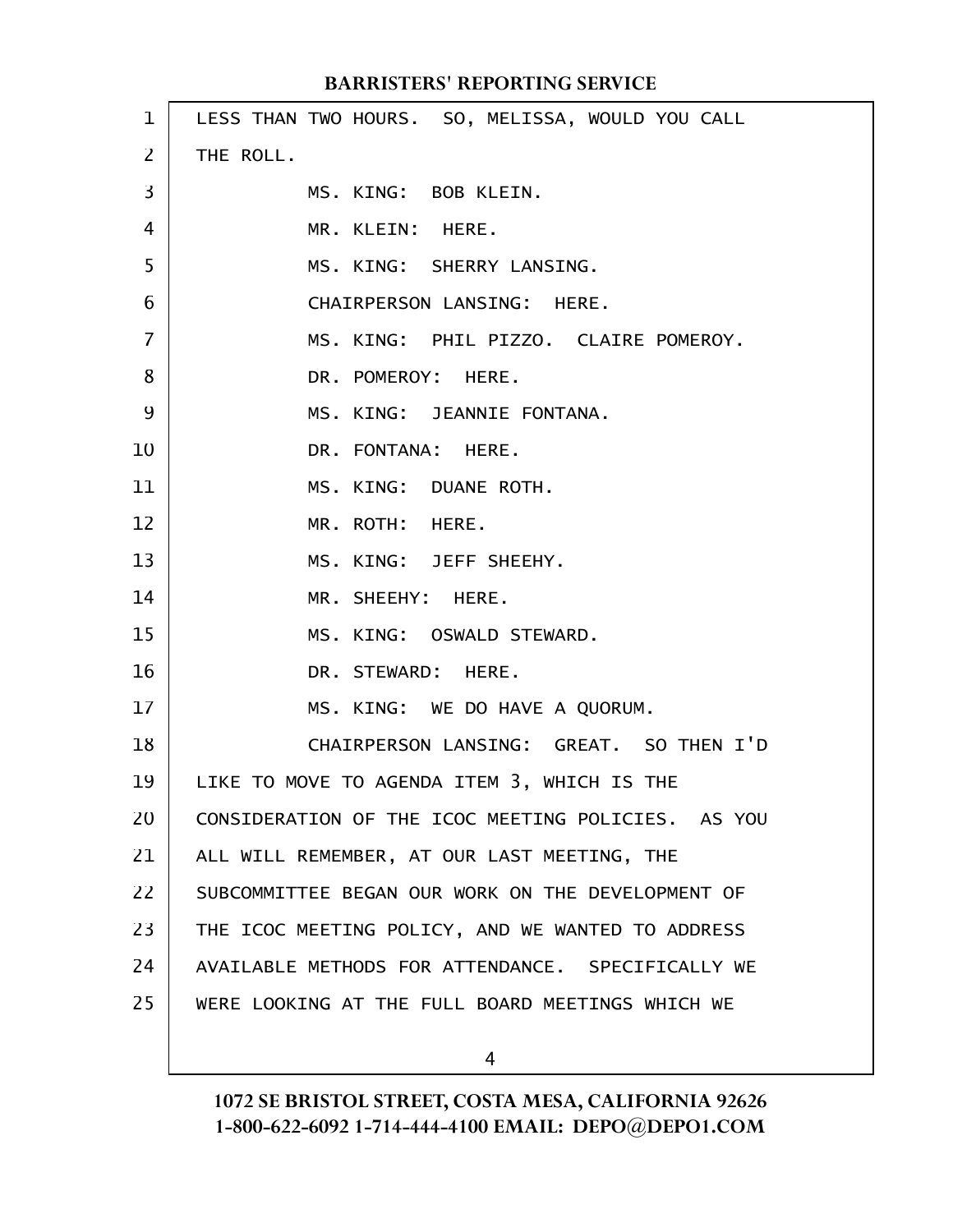LESS THAN TWO HOURS. SO, MELISSA, WOULD YOU CALL THE ROLL.

MS. KING: BOB KLEIN.

MR. KLEIN: HERE.

MS. KING: SHERRY LANSING.

CHAIRPERSON LANSING: HERE.

MS. KING: PHIL PIZZO. CLAIRE POMEROY.

DR. POMEROY: HERE.

MS. KING: JEANNIE FONTANA.

DR. FONTANA: HERE.

MS. KING: DUANE ROTH.

MR. ROTH: HERE.

MS. KING: JEFF SHEEHY.

MR. SHEEHY: HERE.

MS. KING: OSWALD STEWARD.

DR. STEWARD: HERE.

MS. KING: WE DO HAVE A QUORUM.

CHAIRPERSON LANSING: GREAT. SO THEN I'D LIKE TO MOVE TO AGENDA ITEM 3, WHICH IS THE CONSIDERATION OF THE ICOC MEETING POLICIES. AS YOU ALL WILL REMEMBER, AT OUR LAST MEETING, THE SUBCOMMITTEE BEGAN OUR WORK ON THE DEVELOPMENT OF THE ICOC MEETING POLICY, AND WE WANTED TO ADDRESS AVAILABLE METHODS FOR ATTENDANCE. SPECIFICALLY WE WERE LOOKING AT THE FULL BOARD MEETINGS WHICH WE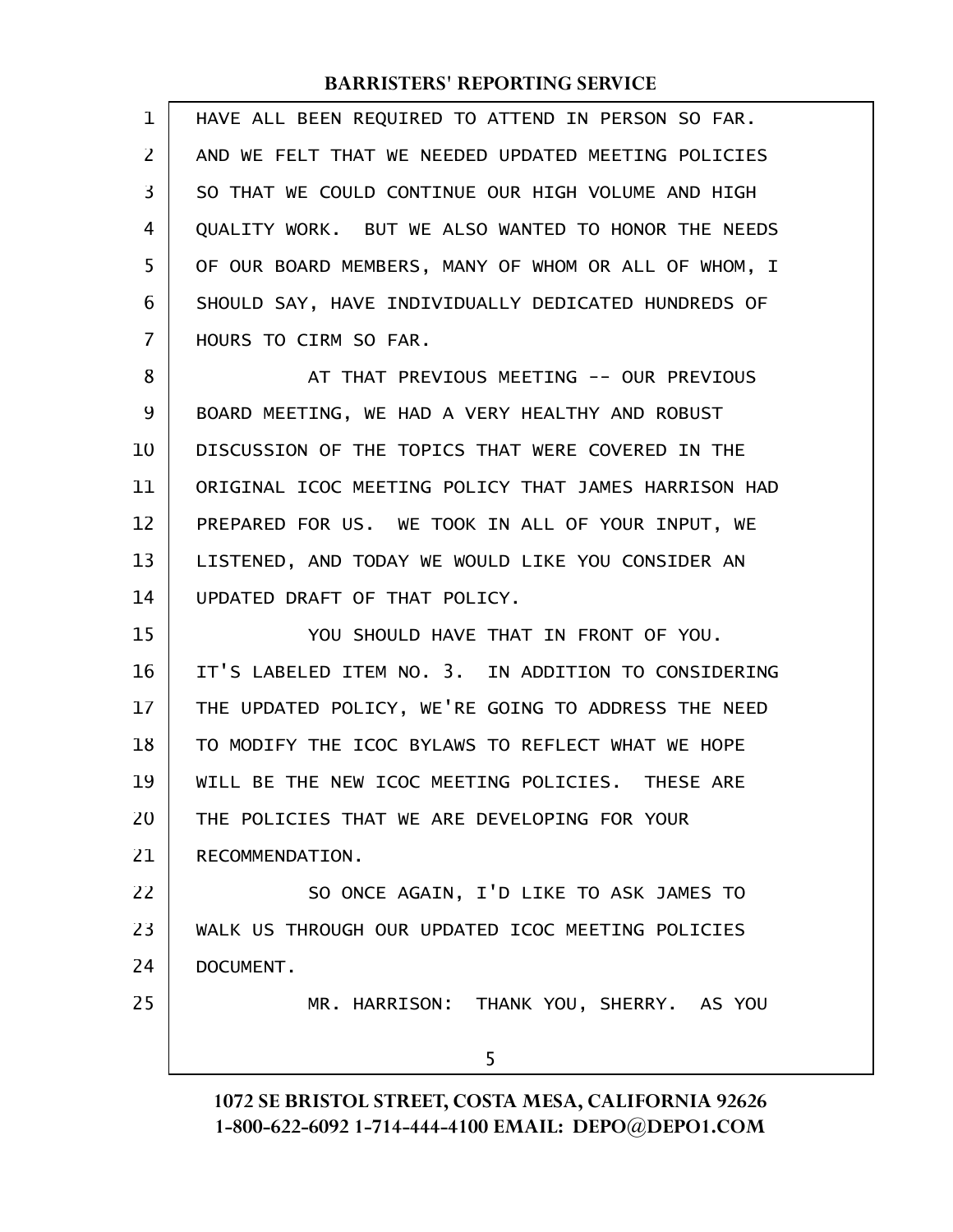HAVE ALL BEEN REQUIRED TO ATTEND IN PERSON SO FAR. AND WE FELT THAT WE NEEDED UPDATED MEETING POLICIES SO THAT WE COULD CONTINUE OUR HIGH VOLUME AND HIGH QUALITY WORK. BUT WE ALSO WANTED TO HONOR THE NEEDS OF OUR BOARD MEMBERS, MANY OF WHOM OR ALL OF WHOM, I SHOULD SAY, HAVE INDIVIDUALLY DEDICATED HUNDREDS OF HOURS TO CIRM SO FAR.

AT THAT PREVIOUS MEETING -- OUR PREVIOUS BOARD MEETING, WE HAD A VERY HEALTHY AND ROBUST DISCUSSION OF THE TOPICS THAT WERE COVERED IN THE ORIGINAL ICOC MEETING POLICY THAT JAMES HARRISON HAD PREPARED FOR US. WE TOOK IN ALL OF YOUR INPUT, WE LISTENED, AND TODAY WE WOULD LIKE YOU CONSIDER AN UPDATED DRAFT OF THAT POLICY.

YOU SHOULD HAVE THAT IN FRONT OF YOU. IT'S LABELED ITEM NO. 3. IN ADDITION TO CONSIDERING THE UPDATED POLICY, WE'RE GOING TO ADDRESS THE NEED TO MODIFY THE ICOC BYLAWS TO REFLECT WHAT WE HOPE WILL BE THE NEW ICOC MEETING POLICIES. THESE ARE THE POLICIES THAT WE ARE DEVELOPING FOR YOUR RECOMMENDATION.

SO ONCE AGAIN, I'D LIKE TO ASK JAMES TO WALK US THROUGH OUR UPDATED ICOC MEETING POLICIES DOCUMENT.

MR. HARRISON: THANK YOU, SHERRY. AS YOU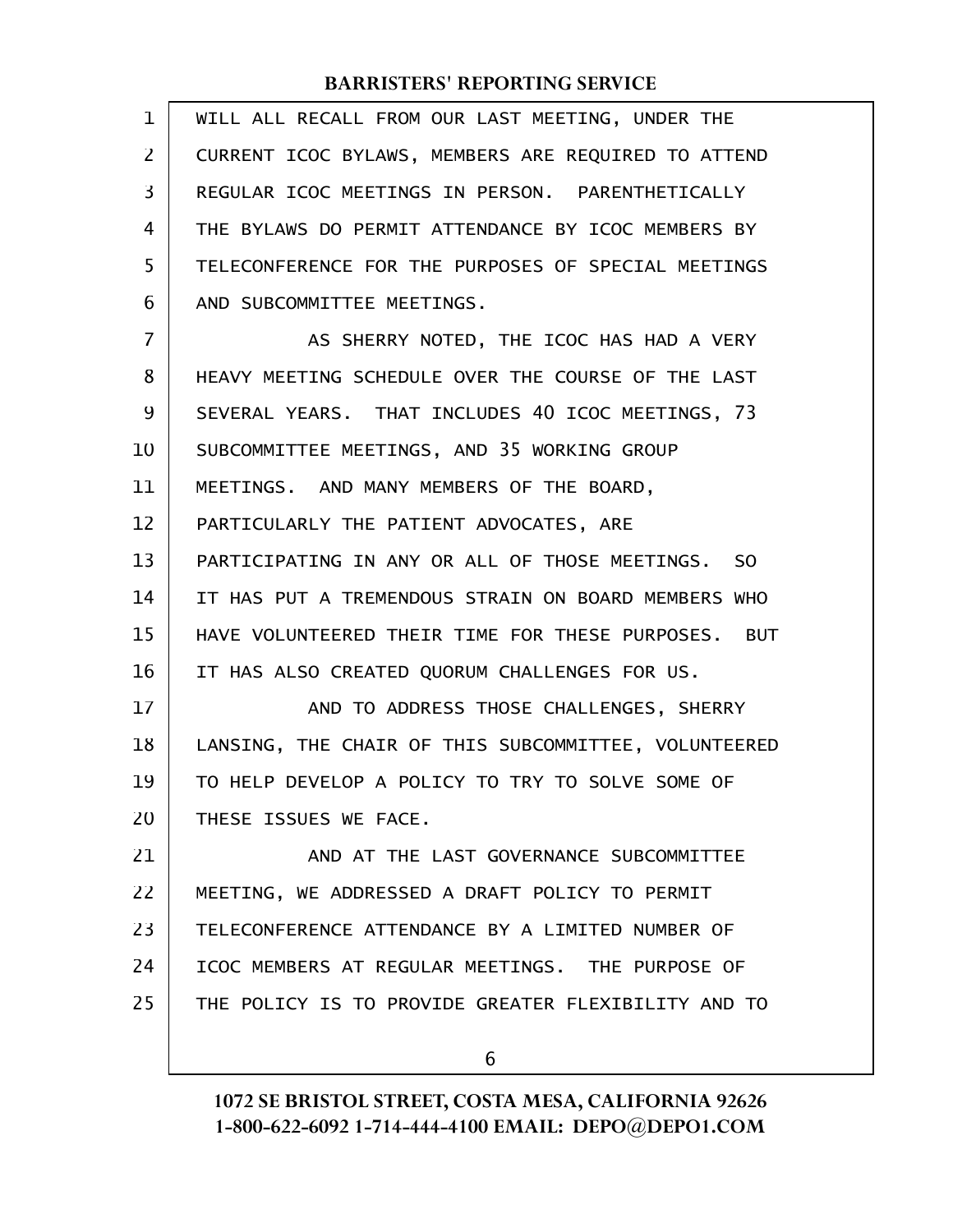WILL ALL RECALL FROM OUR LAST MEETING, UNDER THE CURRENT ICOC BYLAWS, MEMBERS ARE REQUIRED TO ATTEND REGULAR ICOC MEETINGS IN PERSON. PARENTHETICALLY THE BYLAWS DO PERMIT ATTENDANCE BY ICOC MEMBERS BY TELECONFERENCE FOR THE PURPOSES OF SPECIAL MEETINGS AND SUBCOMMITTEE MEETINGS.

AS SHERRY NOTED, THE ICOC HAS HAD A VERY HEAVY MEETING SCHEDULE OVER THE COURSE OF THE LAST SEVERAL YEARS. THAT INCLUDES 40 ICOC MEETINGS, 73 SUBCOMMITTEE MEETINGS, AND 35 WORKING GROUP MEETINGS. AND MANY MEMBERS OF THE BOARD, PARTICULARLY THE PATIENT ADVOCATES, ARE PARTICIPATING IN ANY OR ALL OF THOSE MEETINGS. SO IT HAS PUT A TREMENDOUS STRAIN ON BOARD MEMBERS WHO HAVE VOLUNTEERED THEIR TIME FOR THESE PURPOSES. BUT IT HAS ALSO CREATED QUORUM CHALLENGES FOR US.

AND TO ADDRESS THOSE CHALLENGES, SHERRY LANSING, THE CHAIR OF THIS SUBCOMMITTEE, VOLUNTEERED TO HELP DEVELOP A POLICY TO TRY TO SOLVE SOME OF THESE ISSUES WE FACE.

AND AT THE LAST GOVERNANCE SUBCOMMITTEE MEETING, WE ADDRESSED A DRAFT POLICY TO PERMIT TELECONFERENCE ATTENDANCE BY A LIMITED NUMBER OF ICOC MEMBERS AT REGULAR MEETINGS. THE PURPOSE OF THE POLICY IS TO PROVIDE GREATER FLEXIBILITY AND TO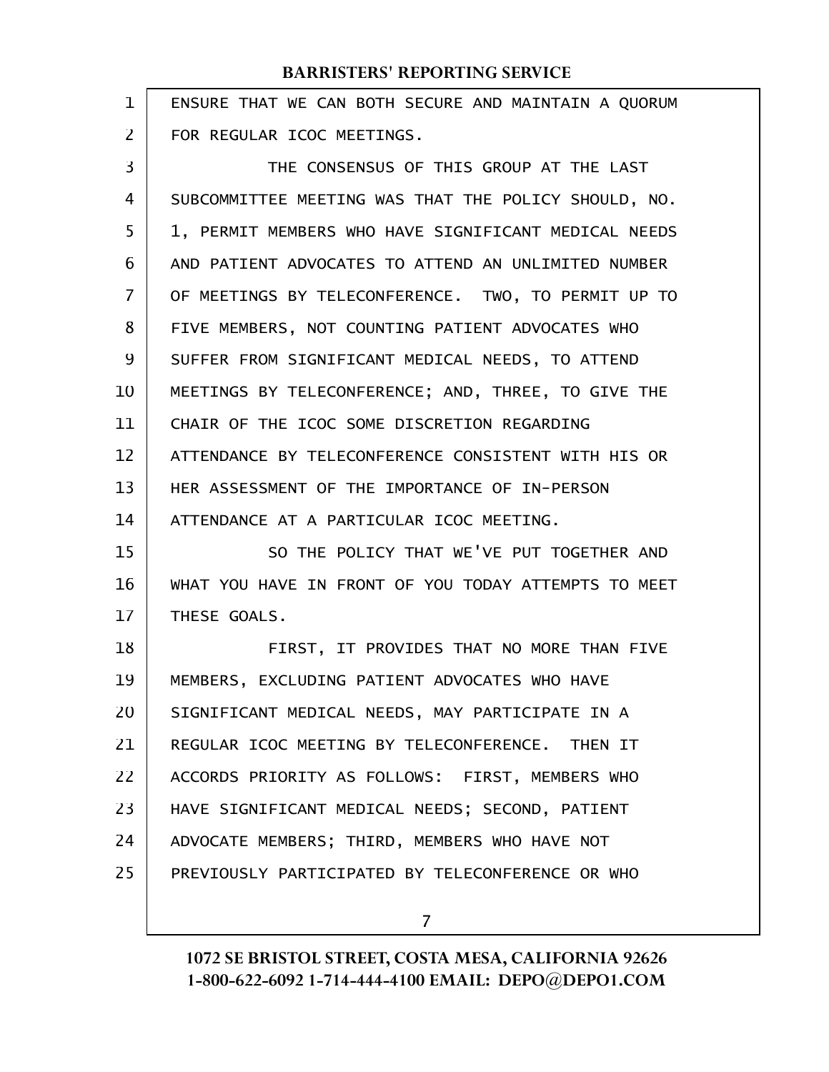ENSURE THAT WE CAN BOTH SECURE AND MAINTAIN A QUORUM FOR REGULAR ICOC MEETINGS.

THE CONSENSUS OF THIS GROUP AT THE LAST SUBCOMMITTEE MEETING WAS THAT THE POLICY SHOULD, NO. 1, PERMIT MEMBERS WHO HAVE SIGNIFICANT MEDICAL NEEDS AND PATIENT ADVOCATES TO ATTEND AN UNLIMITED NUMBER OF MEETINGS BY TELECONFERENCE. TWO, TO PERMIT UP TO FIVE MEMBERS, NOT COUNTING PATIENT ADVOCATES WHO SUFFER FROM SIGNIFICANT MEDICAL NEEDS, TO ATTEND MEETINGS BY TELECONFERENCE; AND, THREE, TO GIVE THE CHAIR OF THE ICOC SOME DISCRETION REGARDING ATTENDANCE BY TELECONFERENCE CONSISTENT WITH HIS OR HER ASSESSMENT OF THE IMPORTANCE OF IN-PERSON ATTENDANCE AT A PARTICULAR ICOC MEETING.

SO THE POLICY THAT WE'VE PUT TOGETHER AND WHAT YOU HAVE IN FRONT OF YOU TODAY ATTEMPTS TO MEET THESE GOALS.

FIRST, IT PROVIDES THAT NO MORE THAN FIVE MEMBERS, EXCLUDING PATIENT ADVOCATES WHO HAVE SIGNIFICANT MEDICAL NEEDS, MAY PARTICIPATE IN A REGULAR ICOC MEETING BY TELECONFERENCE. THEN IT ACCORDS PRIORITY AS FOLLOWS: FIRST, MEMBERS WHO HAVE SIGNIFICANT MEDICAL NEEDS; SECOND, PATIENT ADVOCATE MEMBERS; THIRD, MEMBERS WHO HAVE NOT PREVIOUSLY PARTICIPATED BY TELECONFERENCE OR WHO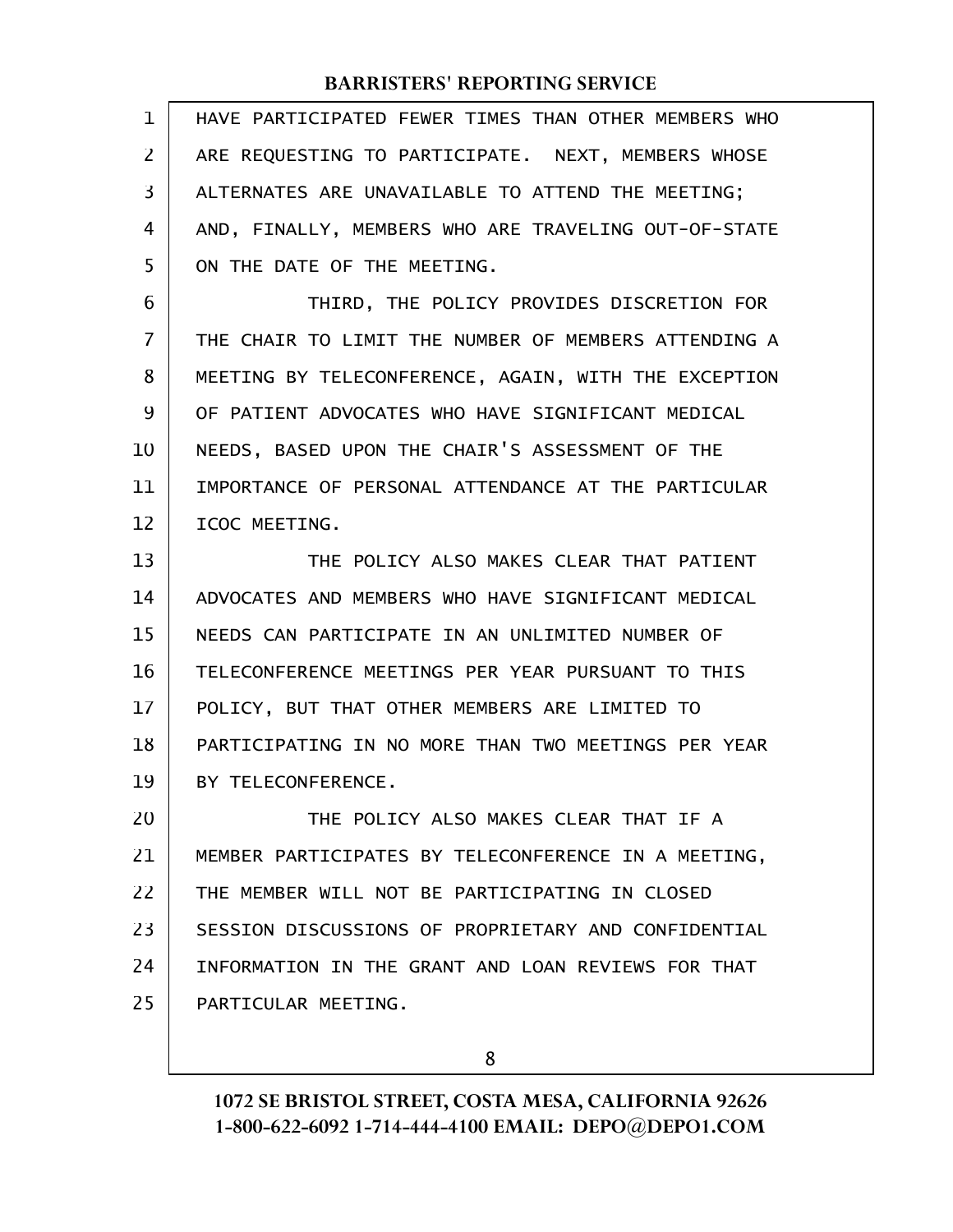HAVE PARTICIPATED FEWER TIMES THAN OTHER MEMBERS WHO ARE REQUESTING TO PARTICIPATE. NEXT, MEMBERS WHOSE ALTERNATES ARE UNAVAILABLE TO ATTEND THE MEETING; AND, FINALLY, MEMBERS WHO ARE TRAVELING OUT-OF-STATE ON THE DATE OF THE MEETING.

THIRD, THE POLICY PROVIDES DISCRETION FOR THE CHAIR TO LIMIT THE NUMBER OF MEMBERS ATTENDING A MEETING BY TELECONFERENCE, AGAIN, WITH THE EXCEPTION OF PATIENT ADVOCATES WHO HAVE SIGNIFICANT MEDICAL NEEDS, BASED UPON THE CHAIR'S ASSESSMENT OF THE IMPORTANCE OF PERSONAL ATTENDANCE AT THE PARTICULAR ICOC MEETING.

THE POLICY ALSO MAKES CLEAR THAT PATIENT ADVOCATES AND MEMBERS WHO HAVE SIGNIFICANT MEDICAL NEEDS CAN PARTICIPATE IN AN UNLIMITED NUMBER OF TELECONFERENCE MEETINGS PER YEAR PURSUANT TO THIS POLICY, BUT THAT OTHER MEMBERS ARE LIMITED TO PARTICIPATING IN NO MORE THAN TWO MEETINGS PER YEAR BY TELECONFERENCE.

THE POLICY ALSO MAKES CLEAR THAT IF A MEMBER PARTICIPATES BY TELECONFERENCE IN A MEETING, THE MEMBER WILL NOT BE PARTICIPATING IN CLOSED SESSION DISCUSSIONS OF PROPRIETARY AND CONFIDENTIAL INFORMATION IN THE GRANT AND LOAN REVIEWS FOR THAT PARTICULAR MEETING.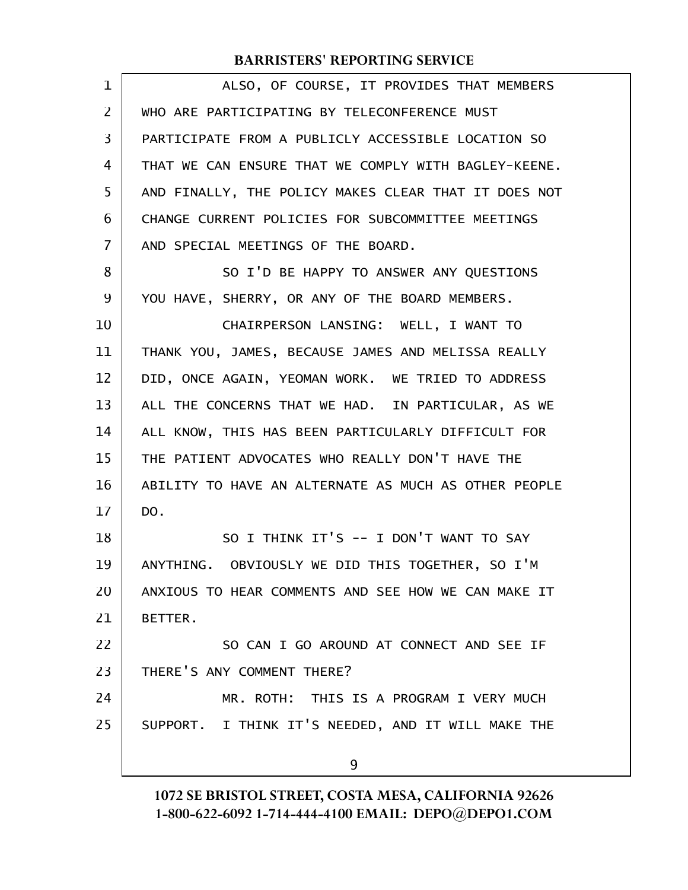ALSO, OF COURSE, IT PROVIDES THAT MEMBERS WHO ARE PARTICIPATING BY TELECONFERENCE MUST PARTICIPATE FROM A PUBLICLY ACCESSIBLE LOCATION SO THAT WE CAN ENSURE THAT WE COMPLY WITH BAGLEY-KEENE. AND FINALLY, THE POLICY MAKES CLEAR THAT IT DOES NOT CHANGE CURRENT POLICIES FOR SUBCOMMITTEE MEETINGS AND SPECIAL MEETINGS OF THE BOARD.

SO I'D BE HAPPY TO ANSWER ANY QUESTIONS YOU HAVE, SHERRY, OR ANY OF THE BOARD MEMBERS.

CHAIRPERSON LANSING: WELL, I WANT TO THANK YOU, JAMES, BECAUSE JAMES AND MELISSA REALLY DID, ONCE AGAIN, YEOMAN WORK. WE TRIED TO ADDRESS ALL THE CONCERNS THAT WE HAD. IN PARTICULAR, AS WE ALL KNOW, THIS HAS BEEN PARTICULARLY DIFFICULT FOR THE PATIENT ADVOCATES WHO REALLY DON'T HAVE THE ABILITY TO HAVE AN ALTERNATE AS MUCH AS OTHER PEOPLE DO.

SO I THINK IT'S -- I DON'T WANT TO SAY ANYTHING. OBVIOUSLY WE DID THIS TOGETHER, SO I'M ANXIOUS TO HEAR COMMENTS AND SEE HOW WE CAN MAKE IT BETTER.

SO CAN I GO AROUND AT CONNECT AND SEE IF THERE'S ANY COMMENT THERE?

MR. ROTH: THIS IS A PROGRAM I VERY MUCH SUPPORT. I THINK IT'S NEEDED, AND IT WILL MAKE THE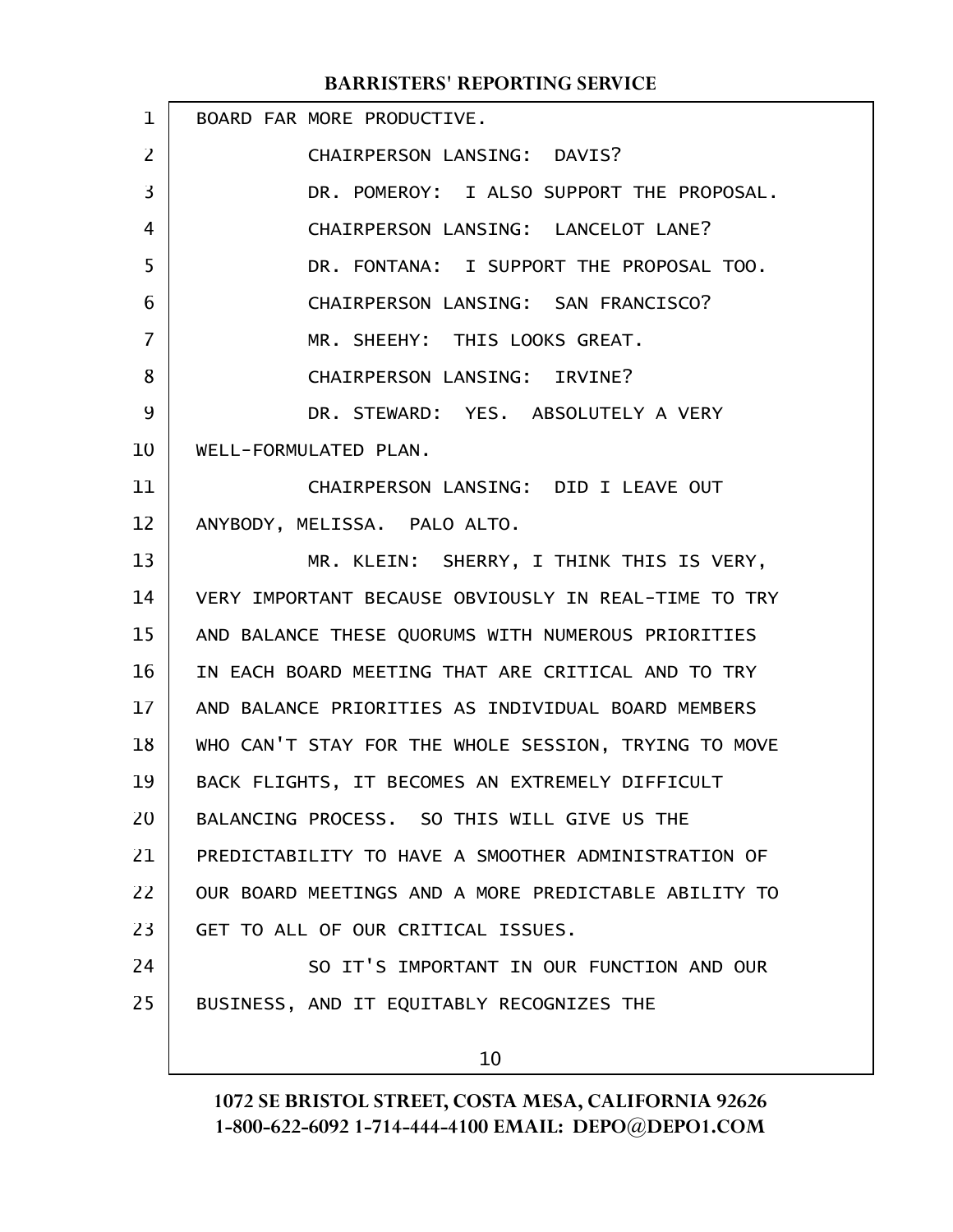BOARD FAR MORE PRODUCTIVE.

CHAIRPERSON LANSING: DAVIS?

DR. POMEROY: I ALSO SUPPORT THE PROPOSAL.

CHAIRPERSON LANSING: LANCELOT LANE?

DR. FONTANA: I SUPPORT THE PROPOSAL TOO.

CHAIRPERSON LANSING: SAN FRANCISCO?

MR. SHEEHY: THIS LOOKS GREAT.

CHAIRPERSON LANSING: IRVINE?

DR. STEWARD: YES. ABSOLUTELY A VERY WELL-FORMULATED PLAN.

CHAIRPERSON LANSING: DID I LEAVE OUT ANYBODY, MELISSA. PALO ALTO.

MR. KLEIN: SHERRY, I THINK THIS IS VERY, VERY IMPORTANT BECAUSE OBVIOUSLY IN REAL-TIME TO TRY AND BALANCE THESE QUORUMS WITH NUMEROUS PRIORITIES IN EACH BOARD MEETING THAT ARE CRITICAL AND TO TRY AND BALANCE PRIORITIES AS INDIVIDUAL BOARD MEMBERS WHO CAN'T STAY FOR THE WHOLE SESSION, TRYING TO MOVE BACK FLIGHTS, IT BECOMES AN EXTREMELY DIFFICULT BALANCING PROCESS. SO THIS WILL GIVE US THE PREDICTABILITY TO HAVE A SMOOTHER ADMINISTRATION OF OUR BOARD MEETINGS AND A MORE PREDICTABLE ABILITY TO GET TO ALL OF OUR CRITICAL ISSUES.

SO IT'S IMPORTANT IN OUR FUNCTION AND OUR BUSINESS, AND IT EQUITABLY RECOGNIZES THE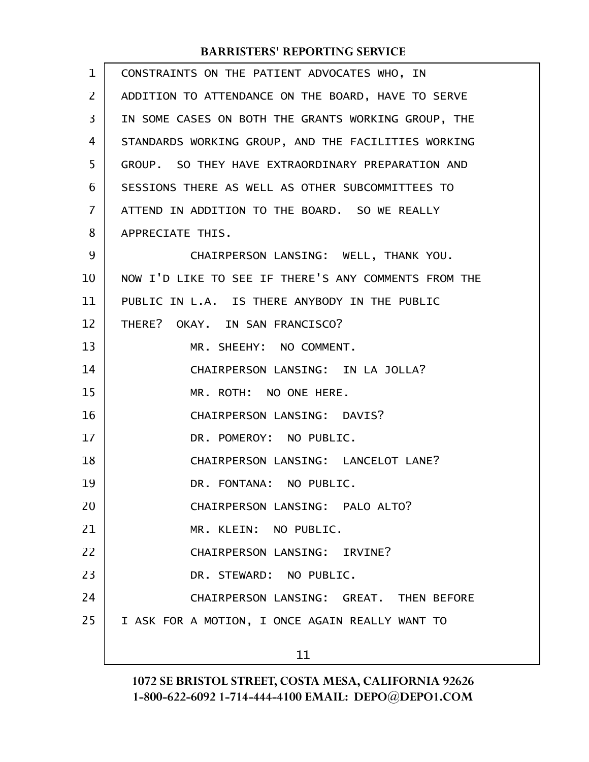CONSTRAINTS ON THE PATIENT ADVOCATES WHO, IN ADDITION TO ATTENDANCE ON THE BOARD, HAVE TO SERVE IN SOME CASES ON BOTH THE GRANTS WORKING GROUP, THE STANDARDS WORKING GROUP, AND THE FACILITIES WORKING GROUP. SO THEY HAVE EXTRAORDINARY PREPARATION AND SESSIONS THERE AS WELL AS OTHER SUBCOMMITTEES TO ATTEND IN ADDITION TO THE BOARD. SO WE REALLY APPRECIATE THIS.

CHAIRPERSON LANSING: WELL, THANK YOU. NOW I'D LIKE TO SEE IF THERE'S ANY COMMENTS FROM THE PUBLIC IN L.A. IS THERE ANYBODY IN THE PUBLIC THERE? OKAY. IN SAN FRANCISCO?

MR. SHEEHY: NO COMMENT.

CHAIRPERSON LANSING: IN LA JOLLA?

MR. ROTH: NO ONE HERE.

CHAIRPERSON LANSING: DAVIS?

DR. POMEROY: NO PUBLIC.

CHAIRPERSON LANSING: LANCELOT LANE?

DR. FONTANA: NO PUBLIC.

CHAIRPERSON LANSING: PALO ALTO?

MR. KLEIN: NO PUBLIC.

CHAIRPERSON LANSING: IRVINE?

DR. STEWARD: NO PUBLIC.

CHAIRPERSON LANSING: GREAT. THEN BEFORE I ASK FOR A MOTION, I ONCE AGAIN REALLY WANT TO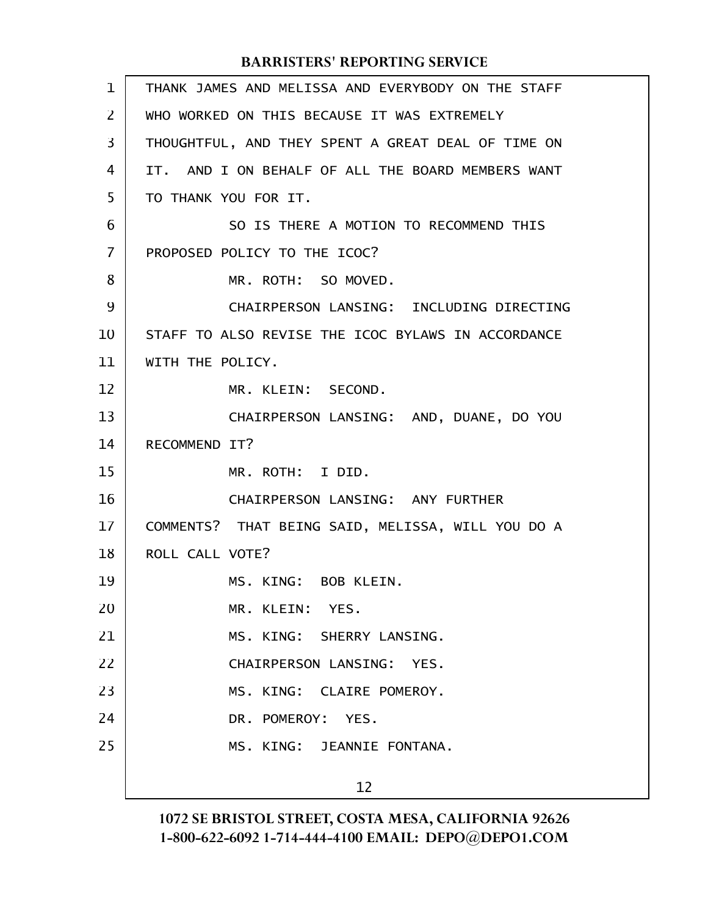THANK JAMES AND MELISSA AND EVERYBODY ON THE STAFF WHO WORKED ON THIS BECAUSE IT WAS EXTREMELY THOUGHTFUL, AND THEY SPENT A GREAT DEAL OF TIME ON IT. AND I ON BEHALF OF ALL THE BOARD MEMBERS WANT TO THANK YOU FOR IT.

SO IS THERE A MOTION TO RECOMMEND THIS PROPOSED POLICY TO THE ICOC?

MR. ROTH: SO MOVED.

CHAIRPERSON LANSING: INCLUDING DIRECTING STAFF TO ALSO REVISE THE ICOC BYLAWS IN ACCORDANCE WITH THE POLICY.

MR. KLEIN: SECOND.

CHAIRPERSON LANSING: AND, DUANE, DO YOU RECOMMEND IT?

MR. ROTH: I DID.

CHAIRPERSON LANSING: ANY FURTHER COMMENTS? THAT BEING SAID, MELISSA, WILL YOU DO A ROLL CALL VOTE?

MS. KING: BOB KLEIN.

MR. KLEIN: YES.

MS. KING: SHERRY LANSING.

CHAIRPERSON LANSING: YES.

MS. KING: CLAIRE POMEROY.

DR. POMEROY: YES.

MS. KING: JEANNIE FONTANA.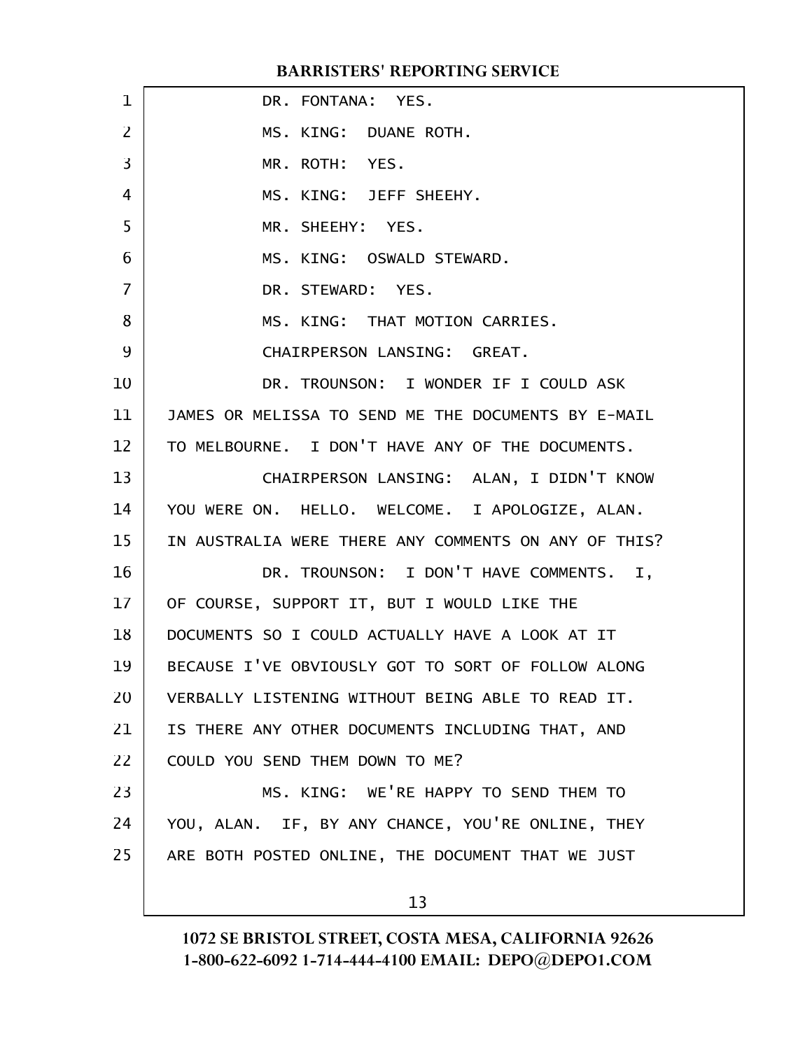DR. FONTANA: YES.

MS. KING: DUANE ROTH.

MR. ROTH: YES.

MS. KING: JEFF SHEEHY.

MR. SHEEHY: YES.

MS. KING: OSWALD STEWARD.

DR. STEWARD: YES.

MS. KING: THAT MOTION CARRIES.

CHAIRPERSON LANSING: GREAT.

DR. TROUNSON: I WONDER IF I COULD ASK JAMES OR MELISSA TO SEND ME THE DOCUMENTS BY E-MAIL TO MELBOURNE. I DON'T HAVE ANY OF THE DOCUMENTS.

CHAIRPERSON LANSING: ALAN, I DIDN'T KNOW YOU WERE ON. HELLO. WELCOME. I APOLOGIZE, ALAN. IN AUSTRALIA WERE THERE ANY COMMENTS ON ANY OF THIS?

DR. TROUNSON: I DON'T HAVE COMMENTS. I, OF COURSE, SUPPORT IT, BUT I WOULD LIKE THE DOCUMENTS SO I COULD ACTUALLY HAVE A LOOK AT IT BECAUSE I'VE OBVIOUSLY GOT TO SORT OF FOLLOW ALONG VERBALLY LISTENING WITHOUT BEING ABLE TO READ IT. IS THERE ANY OTHER DOCUMENTS INCLUDING THAT, AND COULD YOU SEND THEM DOWN TO ME?

MS. KING: WE'RE HAPPY TO SEND THEM TO YOU, ALAN. IF, BY ANY CHANCE, YOU'RE ONLINE, THEY ARE BOTH POSTED ONLINE, THE DOCUMENT THAT WE JUST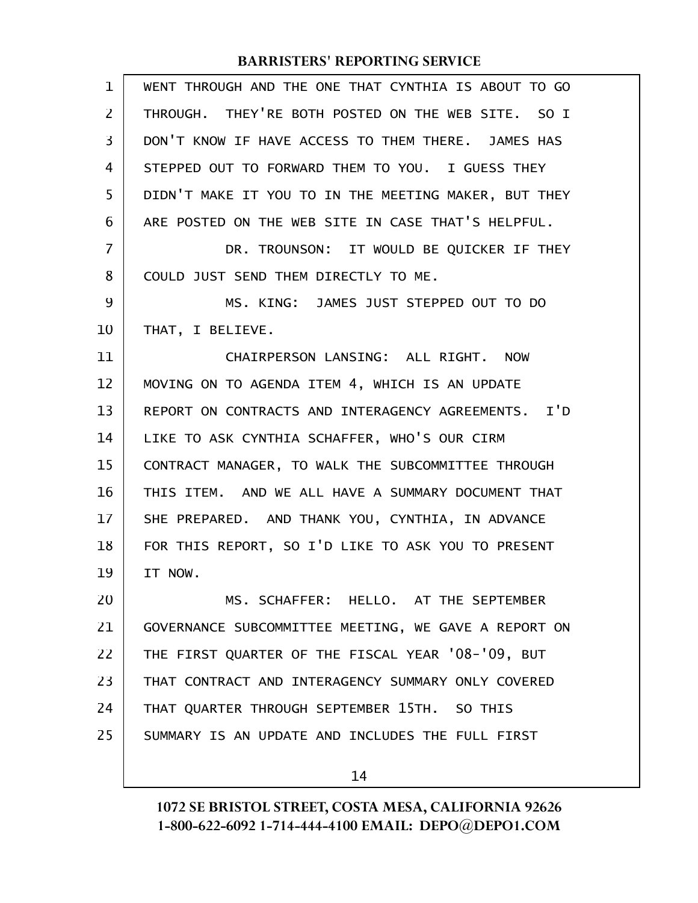WENT THROUGH AND THE ONE THAT CYNTHIA IS ABOUT TO GO THROUGH. THEY'RE BOTH POSTED ON THE WEB SITE. SO I DON'T KNOW IF HAVE ACCESS TO THEM THERE. JAMES HAS STEPPED OUT TO FORWARD THEM TO YOU. I GUESS THEY DIDN'T MAKE IT YOU TO IN THE MEETING MAKER, BUT THEY ARE POSTED ON THE WEB SITE IN CASE THAT'S HELPFUL.

DR. TROUNSON: IT WOULD BE QUICKER IF THEY COULD JUST SEND THEM DIRECTLY TO ME.

MS. KING: JAMES JUST STEPPED OUT TO DO THAT, I BELIEVE.

CHAIRPERSON LANSING: ALL RIGHT. NOW MOVING ON TO AGENDA ITEM 4, WHICH IS AN UPDATE REPORT ON CONTRACTS AND INTERAGENCY AGREEMENTS. I'D LIKE TO ASK CYNTHIA SCHAFFER, WHO'S OUR CIRM CONTRACT MANAGER, TO WALK THE SUBCOMMITTEE THROUGH THIS ITEM. AND WE ALL HAVE A SUMMARY DOCUMENT THAT SHE PREPARED. AND THANK YOU, CYNTHIA, IN ADVANCE FOR THIS REPORT, SO I'D LIKE TO ASK YOU TO PRESENT IT NOW.

MS. SCHAFFER: HELLO. AT THE SEPTEMBER GOVERNANCE SUBCOMMITTEE MEETING, WE GAVE A REPORT ON THE FIRST QUARTER OF THE FISCAL YEAR '08-'09, BUT THAT CONTRACT AND INTERAGENCY SUMMARY ONLY COVERED THAT QUARTER THROUGH SEPTEMBER 15TH. SO THIS SUMMARY IS AN UPDATE AND INCLUDES THE FULL FIRST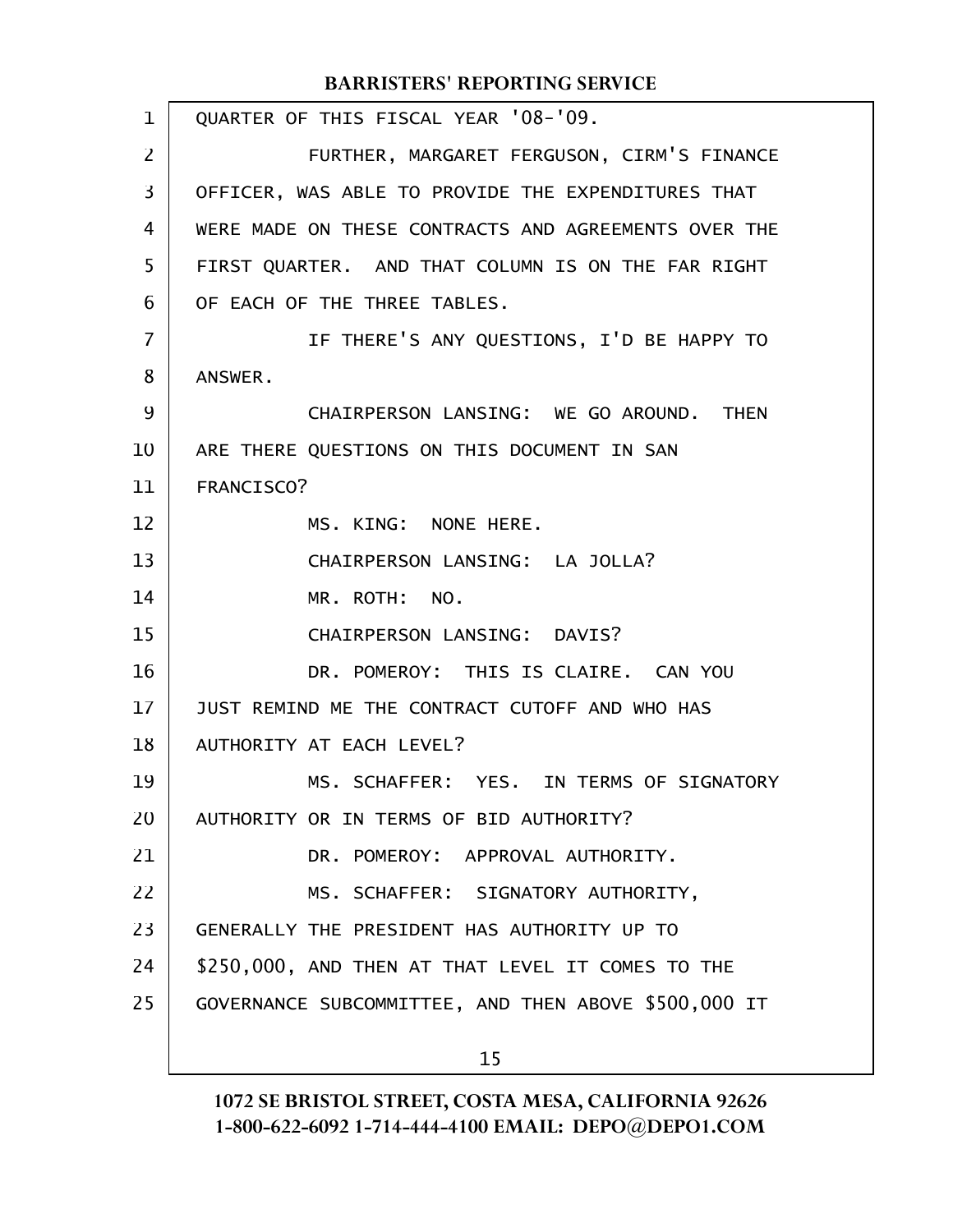QUARTER OF THIS FISCAL YEAR '08-'09.

FURTHER, MARGARET FERGUSON, CIRM'S FINANCE OFFICER, WAS ABLE TO PROVIDE THE EXPENDITURES THAT WERE MADE ON THESE CONTRACTS AND AGREEMENTS OVER THE FIRST QUARTER. AND THAT COLUMN IS ON THE FAR RIGHT OF EACH OF THE THREE TABLES.

IF THERE'S ANY QUESTIONS, I'D BE HAPPY TO ANSWER.

CHAIRPERSON LANSING: WE GO AROUND. THEN ARE THERE QUESTIONS ON THIS DOCUMENT IN SAN FRANCISCO?

MS. KING: NONE HERE.

CHAIRPERSON LANSING: LA JOLLA?

MR. ROTH: NO.

CHAIRPERSON LANSING: DAVIS?

DR. POMEROY: THIS IS CLAIRE. CAN YOU JUST REMIND ME THE CONTRACT CUTOFF AND WHO HAS AUTHORITY AT EACH LEVEL?

MS. SCHAFFER: YES. IN TERMS OF SIGNATORY AUTHORITY OR IN TERMS OF BID AUTHORITY?

DR. POMEROY: APPROVAL AUTHORITY.

MS. SCHAFFER: SIGNATORY AUTHORITY, GENERALLY THE PRESIDENT HAS AUTHORITY UP TO $250,000, AND THEN AT THAT LEVEL IT COMES TO THE GOVERNANCE SUBCOMMITTEE, AND THEN ABOVE $500,000 IT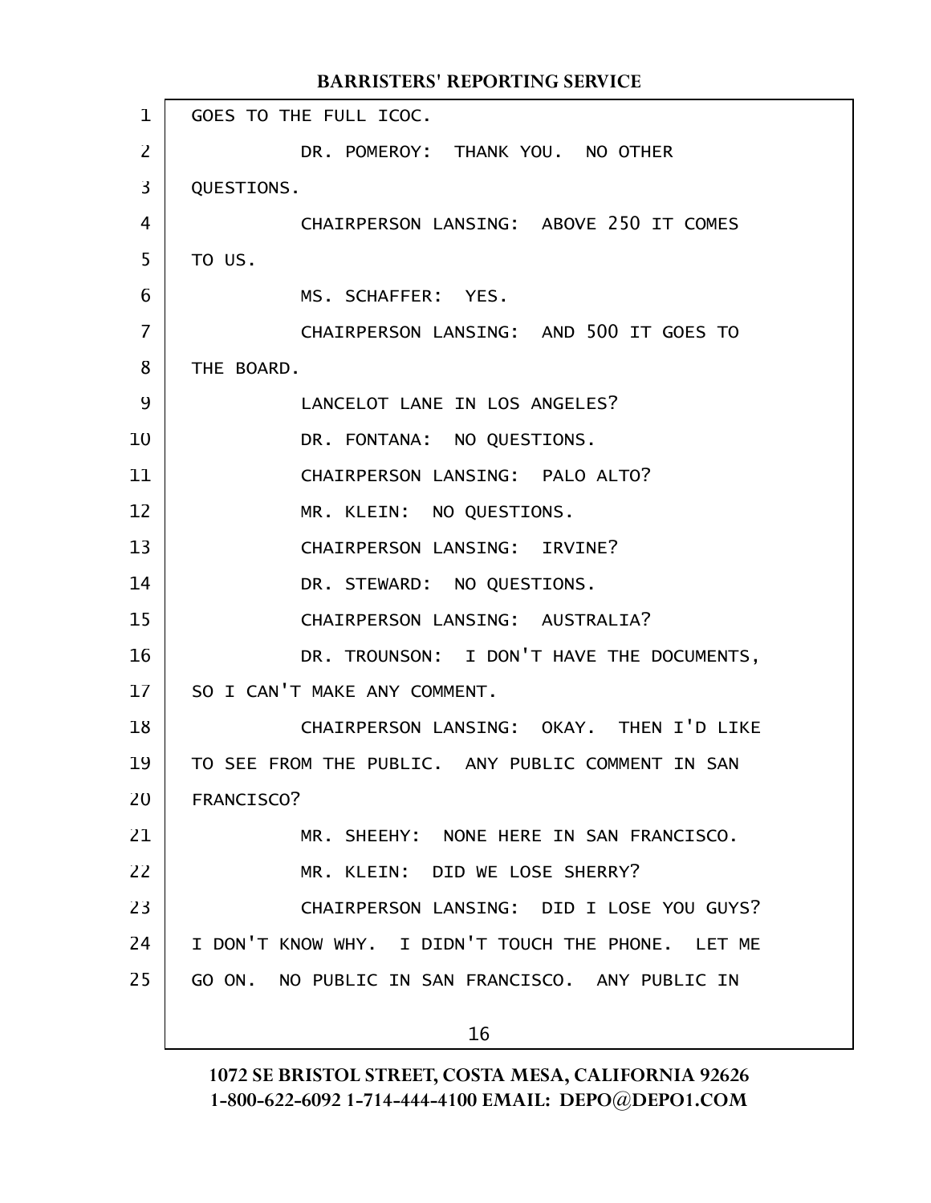GOES TO THE FULL ICOC.

DR. POMEROY: THANK YOU. NO OTHER QUESTIONS.

CHAIRPERSON LANSING: ABOVE 250 IT COMES TO US.

MS. SCHAFFER: YES.

CHAIRPERSON LANSING: AND 500 IT GOES TO THE BOARD.

LANCELOT LANE IN LOS ANGELES?

DR. FONTANA: NO QUESTIONS.

CHAIRPERSON LANSING: PALO ALTO?

MR. KLEIN: NO QUESTIONS.

CHAIRPERSON LANSING: IRVINE?

DR. STEWARD: NO QUESTIONS.

CHAIRPERSON LANSING: AUSTRALIA?

DR. TROUNSON: I DON'T HAVE THE DOCUMENTS, SO I CAN'T MAKE ANY COMMENT.

CHAIRPERSON LANSING: OKAY. THEN I'D LIKE TO SEE FROM THE PUBLIC. ANY PUBLIC COMMENT IN SAN FRANCISCO?

MR. SHEEHY: NONE HERE IN SAN FRANCISCO.

MR. KLEIN: DID WE LOSE SHERRY?

CHAIRPERSON LANSING: DID I LOSE YOU GUYS? I DON'T KNOW WHY. I DIDN'T TOUCH THE PHONE. LET ME GO ON. NO PUBLIC IN SAN FRANCISCO. ANY PUBLIC IN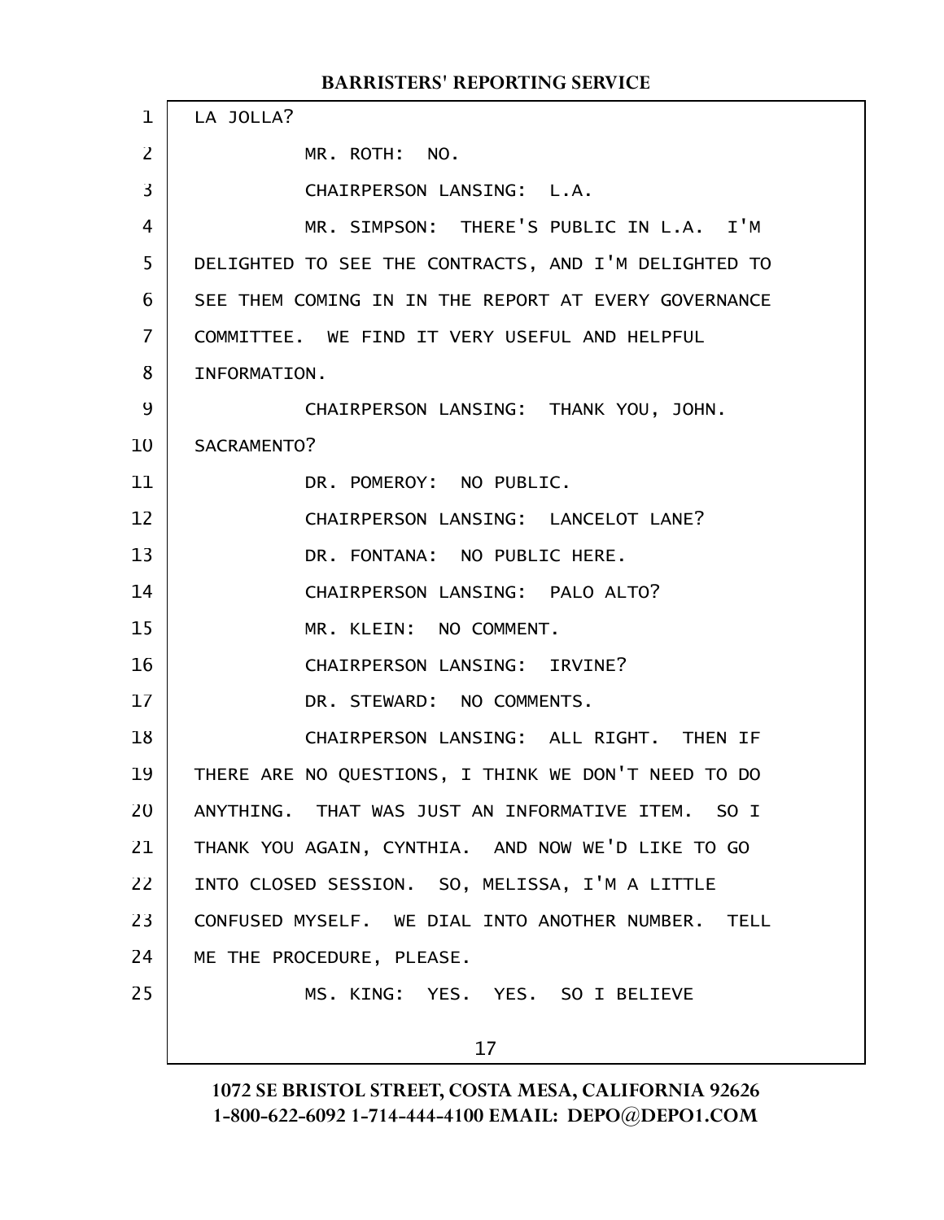LA JOLLA?

MR. ROTH: NO.

CHAIRPERSON LANSING: L.A.

MR. SIMPSON: THERE'S PUBLIC IN L.A. I'M DELIGHTED TO SEE THE CONTRACTS, AND I'M DELIGHTED TO SEE THEM COMING IN IN THE REPORT AT EVERY GOVERNANCE COMMITTEE. WE FIND IT VERY USEFUL AND HELPFUL INFORMATION.

CHAIRPERSON LANSING: THANK YOU, JOHN. SACRAMENTO?

DR. POMEROY: NO PUBLIC.

CHAIRPERSON LANSING: LANCELOT LANE?

DR. FONTANA: NO PUBLIC HERE.

CHAIRPERSON LANSING: PALO ALTO?

MR. KLEIN: NO COMMENT.

CHAIRPERSON LANSING: IRVINE?

DR. STEWARD: NO COMMENTS.

CHAIRPERSON LANSING: ALL RIGHT. THEN IF THERE ARE NO QUESTIONS, I THINK WE DON'T NEED TO DO ANYTHING. THAT WAS JUST AN INFORMATIVE ITEM. SO I THANK YOU AGAIN, CYNTHIA. AND NOW WE'D LIKE TO GO INTO CLOSED SESSION. SO, MELISSA, I'M A LITTLE CONFUSED MYSELF. WE DIAL INTO ANOTHER NUMBER. TELL ME THE PROCEDURE, PLEASE.

MS. KING: YES. YES. SO I BELIEVE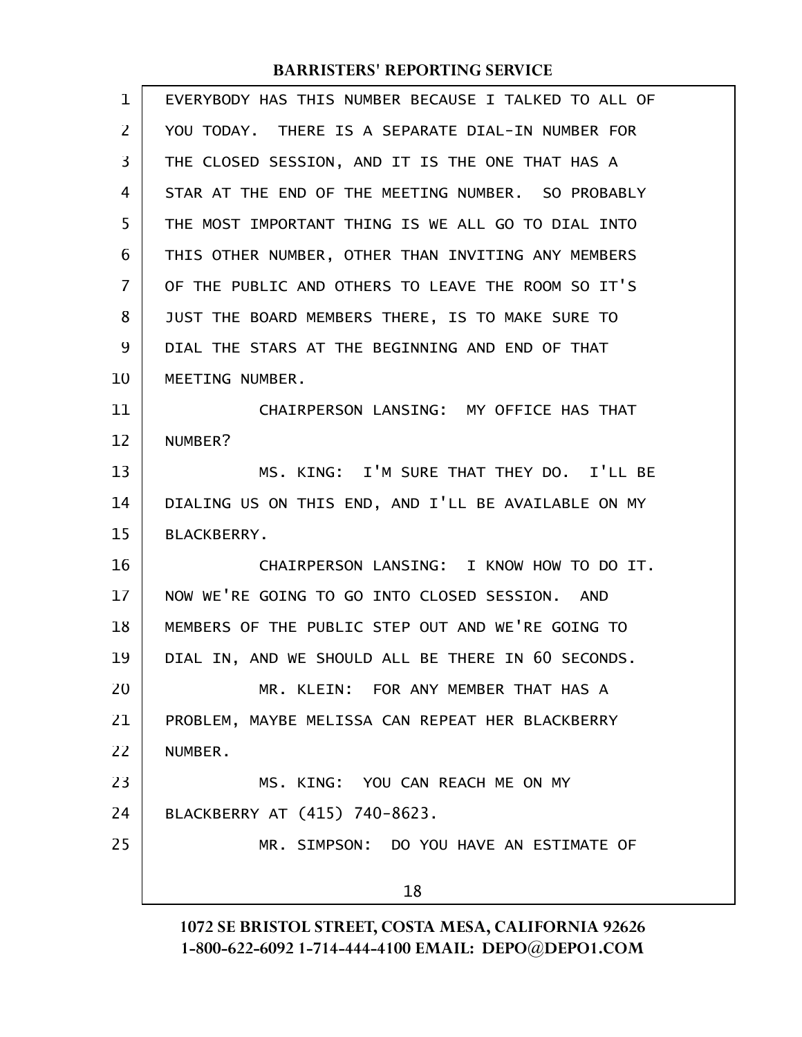EVERYBODY HAS THIS NUMBER BECAUSE I TALKED TO ALL OF YOU TODAY. THERE IS A SEPARATE DIAL-IN NUMBER FOR THE CLOSED SESSION, AND IT IS THE ONE THAT HAS A STAR AT THE END OF THE MEETING NUMBER. SO PROBABLY THE MOST IMPORTANT THING IS WE ALL GO TO DIAL INTO THIS OTHER NUMBER, OTHER THAN INVITING ANY MEMBERS OF THE PUBLIC AND OTHERS TO LEAVE THE ROOM SO IT'S JUST THE BOARD MEMBERS THERE, IS TO MAKE SURE TO DIAL THE STARS AT THE BEGINNING AND END OF THAT MEETING NUMBER.

CHAIRPERSON LANSING: MY OFFICE HAS THAT NUMBER?

MS. KING: I'M SURE THAT THEY DO. I'LL BE DIALING US ON THIS END, AND I'LL BE AVAILABLE ON MY BLACKBERRY.

CHAIRPERSON LANSING: I KNOW HOW TO DO IT. NOW WE'RE GOING TO GO INTO CLOSED SESSION. AND MEMBERS OF THE PUBLIC STEP OUT AND WE'RE GOING TO DIAL IN, AND WE SHOULD ALL BE THERE IN 60 SECONDS.

MR. KLEIN: FOR ANY MEMBER THAT HAS A PROBLEM, MAYBE MELISSA CAN REPEAT HER BLACKBERRY NUMBER.

MS. KING: YOU CAN REACH ME ON MY BLACKBERRY AT (415) 740-8623.

MR. SIMPSON: DO YOU HAVE AN ESTIMATE OF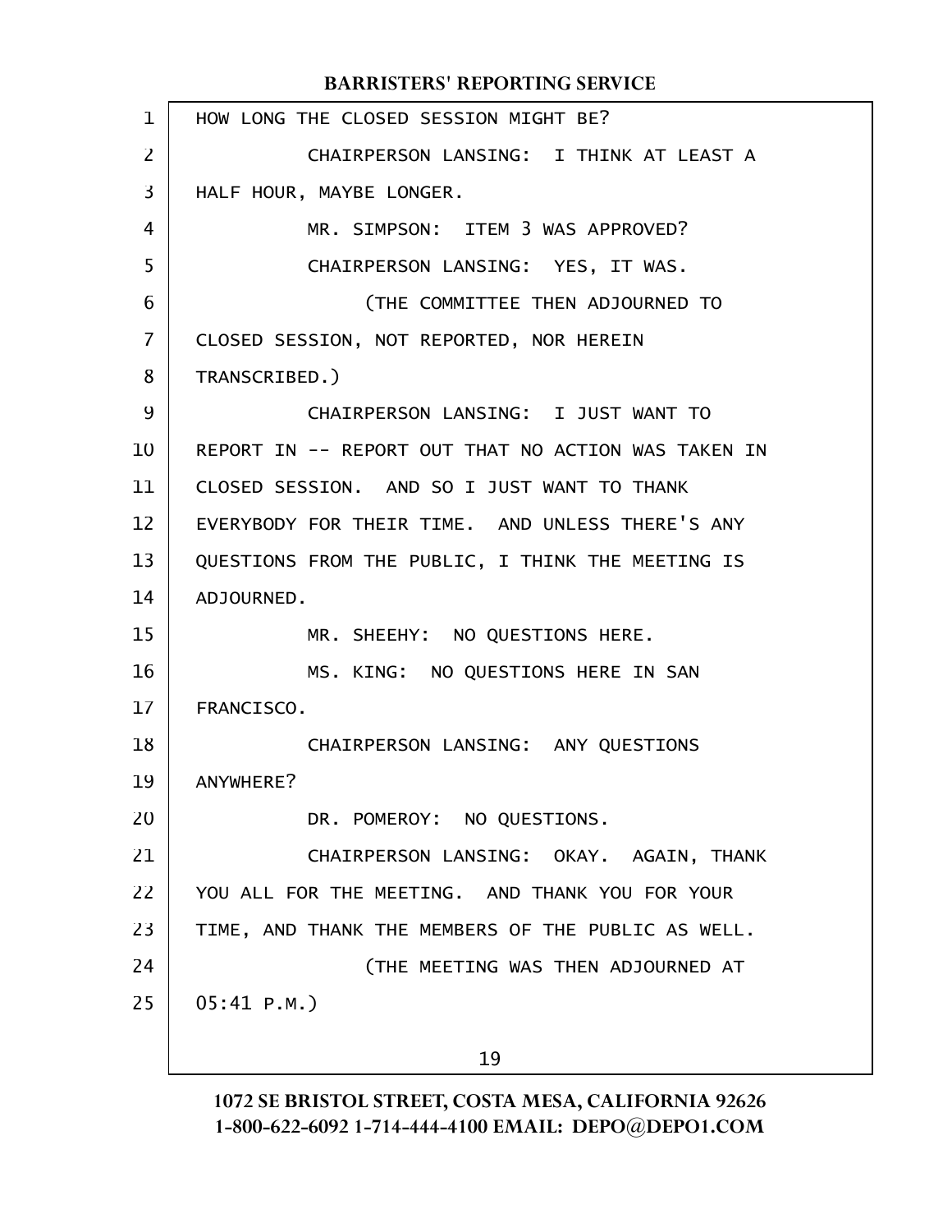HOW LONG THE CLOSED SESSION MIGHT BE?

CHAIRPERSON LANSING: I THINK AT LEAST A HALF HOUR, MAYBE LONGER.

MR. SIMPSON: ITEM 3 WAS APPROVED?

CHAIRPERSON LANSING: YES, IT WAS.

(THE COMMITTEE THEN ADJOURNED TO CLOSED SESSION, NOT REPORTED, NOR HEREIN TRANSCRIBED.)

CHAIRPERSON LANSING: I JUST WANT TO REPORT IN -- REPORT OUT THAT NO ACTION WAS TAKEN IN CLOSED SESSION. AND SO I JUST WANT TO THANK EVERYBODY FOR THEIR TIME. AND UNLESS THERE'S ANY QUESTIONS FROM THE PUBLIC, I THINK THE MEETING IS ADJOURNED.

MR. SHEEHY: NO QUESTIONS HERE.

MS. KING: NO QUESTIONS HERE IN SAN FRANCISCO.

CHAIRPERSON LANSING: ANY QUESTIONS ANYWHERE?

DR. POMEROY: NO QUESTIONS.

CHAIRPERSON LANSING: OKAY. AGAIN, THANK YOU ALL FOR THE MEETING. AND THANK YOU FOR YOUR TIME, AND THANK THE MEMBERS OF THE PUBLIC AS WELL.

(THE MEETING WAS THEN ADJOURNED AT 05:41 P.M.)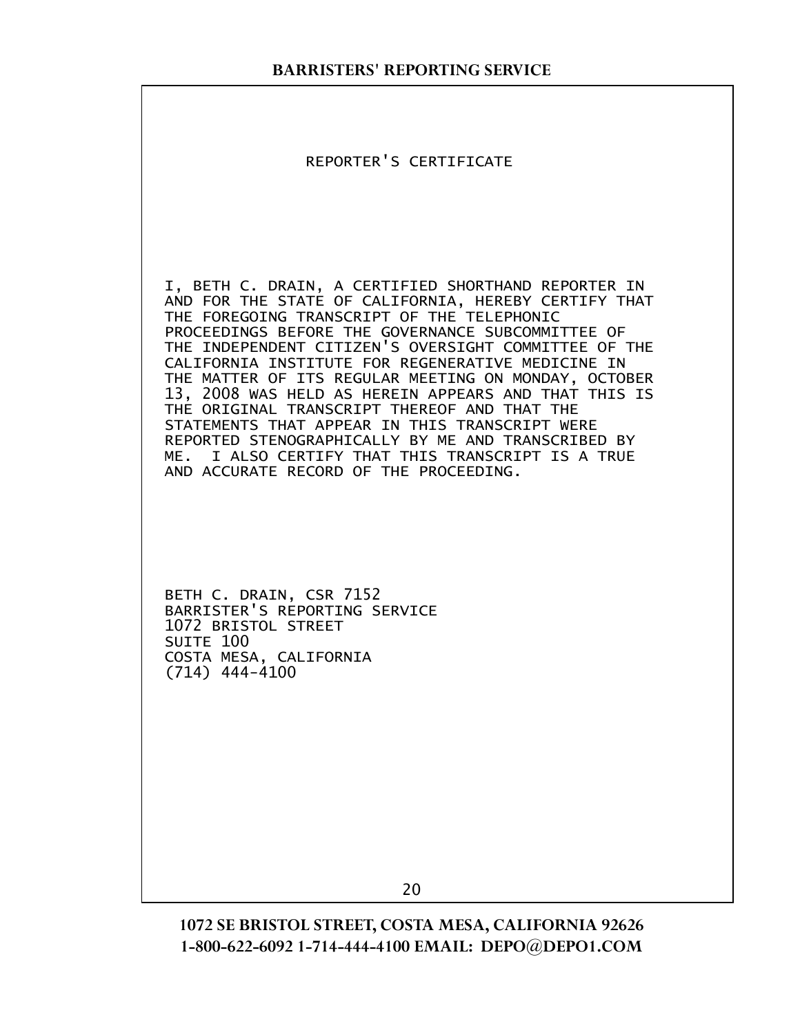# REPORTER'S CERTIFICATE

I, BETH C. DRAIN, A CERTIFIED SHORTHAND REPORTER IN AND FOR THE STATE OF CALIFORNIA, HEREBY CERTIFY THAT THE FOREGOING TRANSCRIPT OF THE TELEPHONIC PROCEEDINGS BEFORE THE GOVERNANCE SUBCOMMITTEE OF THE INDEPENDENT CITIZEN'S OVERSIGHT COMMITTEE OF THE CALIFORNIA INSTITUTE FOR REGENERATIVE MEDICINE IN THE MATTER OF ITS REGULAR MEETING ON MONDAY, OCTOBER 13, 2008 WAS HELD AS HEREIN APPEARS AND THAT THIS IS THE ORIGINAL TRANSCRIPT THEREOF AND THAT THE STATEMENTS THAT APPEAR IN THIS TRANSCRIPT WERE REPORTED STENOGRAPHICALLY BY ME AND TRANSCRIBED BY ME. I ALSO CERTIFY THAT THIS TRANSCRIPT IS A TRUE AND ACCURATE RECORD OF THE PROCEEDING.

BETH C. DRAIN, CSR 7152
BARRISTER'S REPORTING SERVICE
1072 BRISTOL STREET
SUITE 100
COSTA MESA, CALIFORNIA
(714) 444-4100